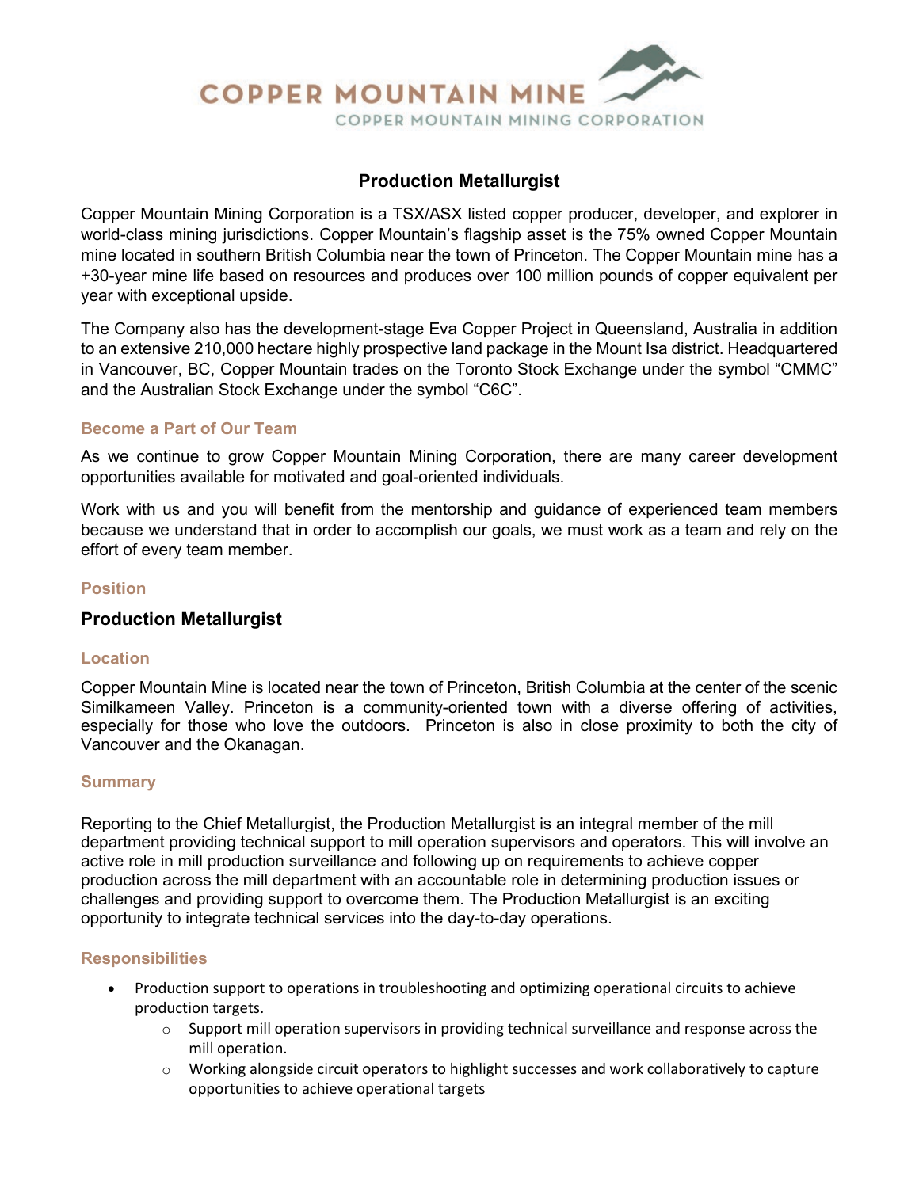# COPPER MOUNTAIN MINE

COPPER MOUNTAIN MINING CORPORATION

## Production Metallurgist

Copper Mountain Mining Corporation is a TSX/ASX listed copper producer, developer, and explorer in world-class mining jurisdictions. Copper Mountain's flagship asset is the 75% owned Copper Mountain mine located in southern British Columbia near the town of Princeton. The Copper Mountain mine has a +30-year mine life based on resources and produces over 100 million pounds of copper equivalent per year with exceptional upside.

The Company also has the development-stage Eva Copper Project in Queensland, Australia in addition to an extensive 210,000 hectare highly prospective land package in the Mount Isa district. Headquartered in Vancouver, BC, Copper Mountain trades on the Toronto Stock Exchange under the symbol "CMMC" and the Australian Stock Exchange under the symbol "C6C".

### Become a Part of Our Team

As we continue to grow Copper Mountain Mining Corporation, there are many career development opportunities available for motivated and goal-oriented individuals.

Work with us and you will benefit from the mentorship and guidance of experienced team members because we understand that in order to accomplish our goals, we must work as a team and rely on the effort of every team member.

### Position

**Production Metallurgist**

### Location

Copper Mountain Mine is located near the town of Princeton, British Columbia at the center of the scenic Similkameen Valley. Princeton is a community-oriented town with a diverse offering of activities, especially for those who love the outdoors. Princeton is also in close proximity to both the city of Vancouver and the Okanagan.

### Summary

Reporting to the Chief Metallurgist, the Production Metallurgist is an integral member of the mill department providing technical support to mill operation supervisors and operators. This will involve an active role in mill production surveillance and following up on requirements to achieve copper production across the mill department with an accountable role in determining production issues or challenges and providing support to overcome them. The Production Metallurgist is an exciting opportunity to integrate technical services into the day-to-day operations.

### Responsibilities

- Production support to operations in troubleshooting and optimizing operational circuits to achieve production targets.
  - Support mill operation supervisors in providing technical surveillance and response across the mill operation.
  - Working alongside circuit operators to highlight successes and work collaboratively to capture opportunities to achieve operational targets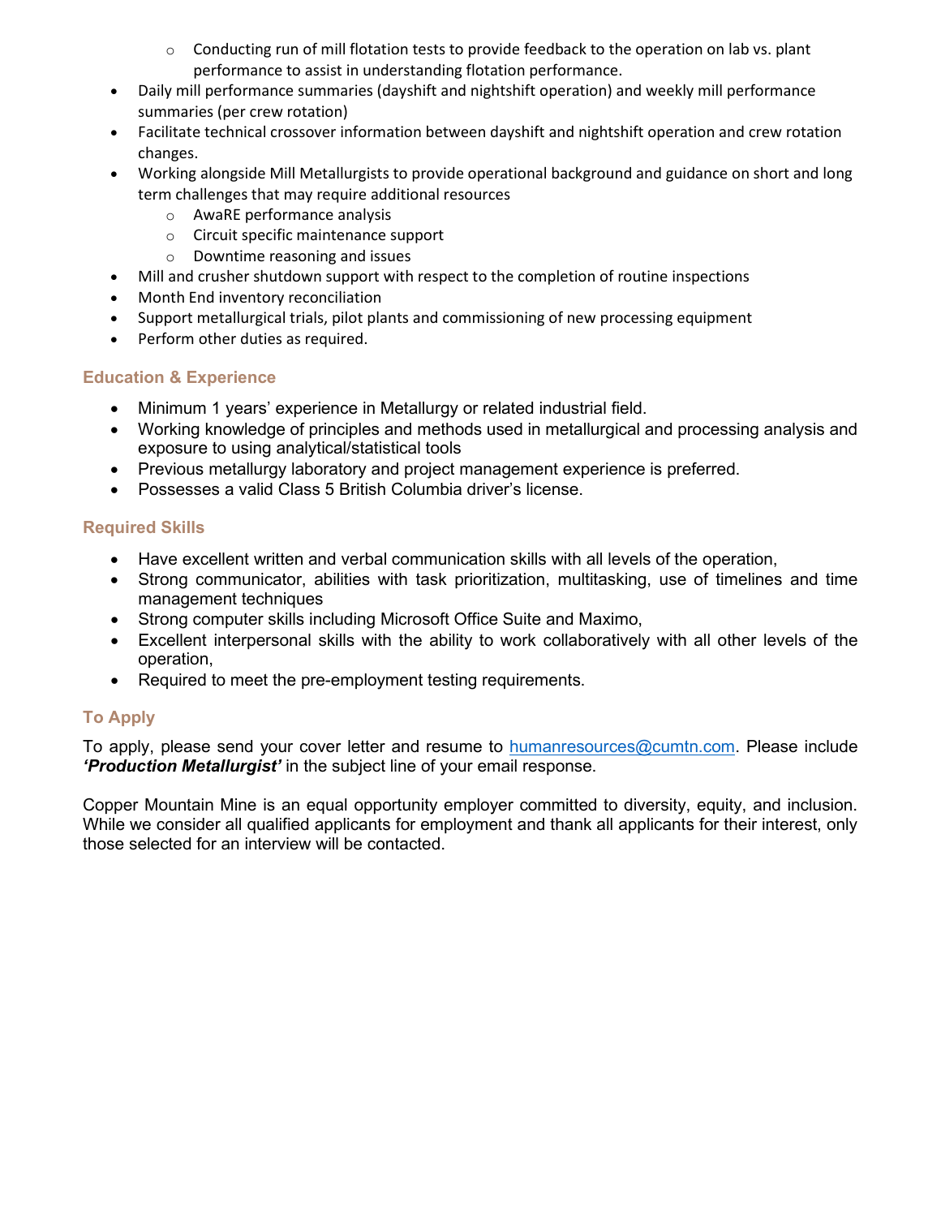- Conducting run of mill flotation tests to provide feedback to the operation on lab vs. plant performance to assist in understanding flotation performance.
- Daily mill performance summaries (dayshift and nightshift operation) and weekly mill performance summaries (per crew rotation)
- Facilitate technical crossover information between dayshift and nightshift operation and crew rotation changes.
- Working alongside Mill Metallurgists to provide operational background and guidance on short and long term challenges that may require additional resources
    - AwaRE performance analysis
    - Circuit specific maintenance support
    - Downtime reasoning and issues
- Mill and crusher shutdown support with respect to the completion of routine inspections
- Month End inventory reconciliation
- Support metallurgical trials, pilot plants and commissioning of new processing equipment
- Perform other duties as required.

### Education & Experience

- Minimum 1 years' experience in Metallurgy or related industrial field.
- Working knowledge of principles and methods used in metallurgical and processing analysis and exposure to using analytical/statistical tools
- Previous metallurgy laboratory and project management experience is preferred.
- Possesses a valid Class 5 British Columbia driver's license.

### Required Skills

- Have excellent written and verbal communication skills with all levels of the operation,
- Strong communicator, abilities with task prioritization, multitasking, use of timelines and time management techniques
- Strong computer skills including Microsoft Office Suite and Maximo,
- Excellent interpersonal skills with the ability to work collaboratively with all other levels of the operation,
- Required to meet the pre-employment testing requirements.

### To Apply

To apply, please send your cover letter and resume to humanresources@cumtn.com. Please include ***'Production Metallurgist'*** in the subject line of your email response.

Copper Mountain Mine is an equal opportunity employer committed to diversity, equity, and inclusion. While we consider all qualified applicants for employment and thank all applicants for their interest, only those selected for an interview will be contacted.